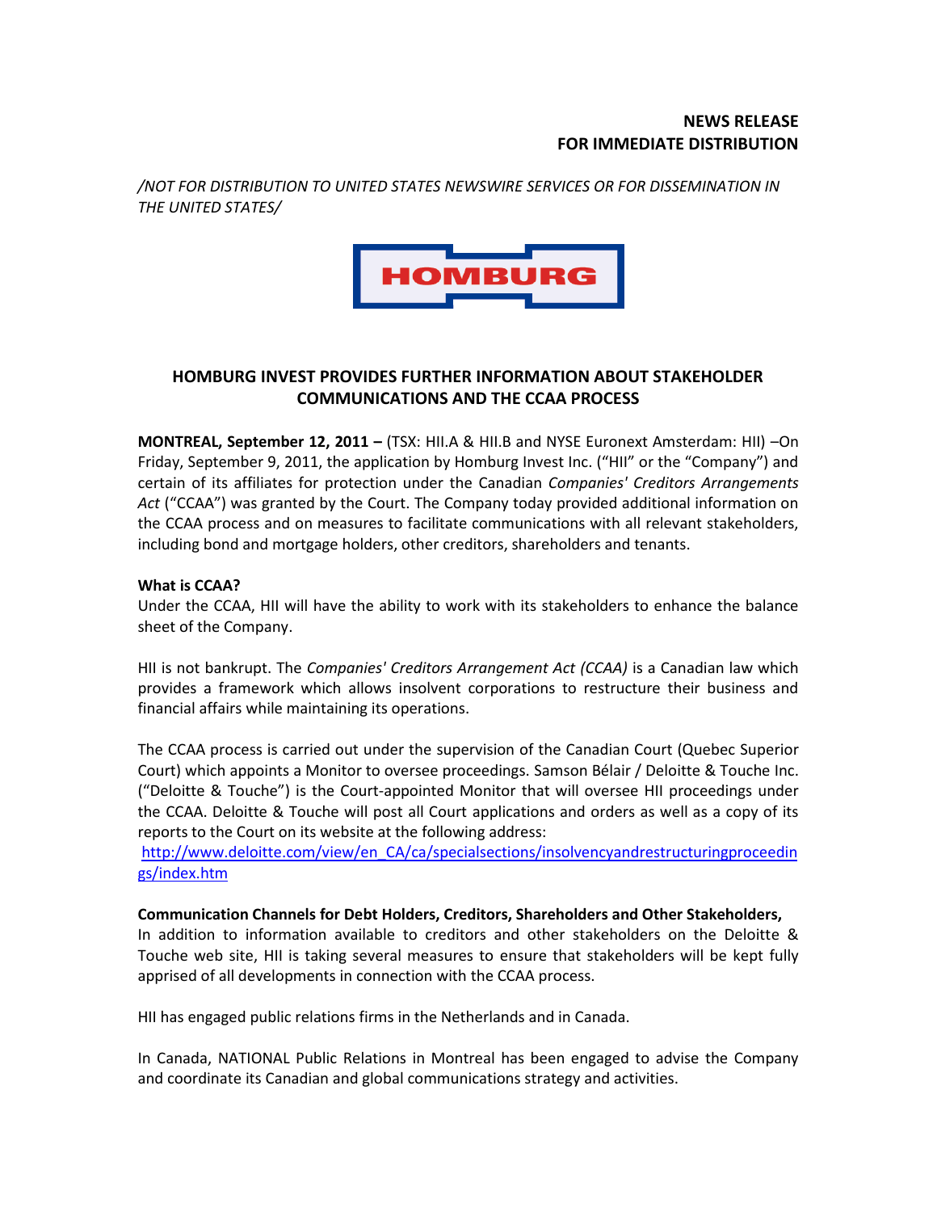**NEWS RELEASE**
**FOR IMMEDIATE DISTRIBUTION**

*/NOT FOR DISTRIBUTION TO UNITED STATES NEWSWIRE SERVICES OR FOR DISSEMINATION IN THE UNITED STATES/*

HOMBURG

# HOMBURG INVEST PROVIDES FURTHER INFORMATION ABOUT STAKEHOLDER COMMUNICATIONS AND THE CCAA PROCESS

**MONTREAL, September 12, 2011 –** (TSX: HII.A & HII.B and NYSE Euronext Amsterdam: HII) –On Friday, September 9, 2011, the application by Homburg Invest Inc. ("HII" or the "Company") and certain of its affiliates for protection under the Canadian *Companies' Creditors Arrangements Act* ("CCAA") was granted by the Court. The Company today provided additional information on the CCAA process and on measures to facilitate communications with all relevant stakeholders, including bond and mortgage holders, other creditors, shareholders and tenants.

**What is CCAA?**

Under the CCAA, HII will have the ability to work with its stakeholders to enhance the balance sheet of the Company.

HII is not bankrupt. The *Companies' Creditors Arrangement Act (CCAA)* is a Canadian law which provides a framework which allows insolvent corporations to restructure their business and financial affairs while maintaining its operations.

The CCAA process is carried out under the supervision of the Canadian Court (Quebec Superior Court) which appoints a Monitor to oversee proceedings. Samson Bélair / Deloitte & Touche Inc. ("Deloitte & Touche") is the Court-appointed Monitor that will oversee HII proceedings under the CCAA. Deloitte & Touche will post all Court applications and orders as well as a copy of its reports to the Court on its website at the following address:
http://www.deloitte.com/view/en_CA/ca/specialsections/insolvencyandrestructuringproceedings/index.htm

**Communication Channels for Debt Holders, Creditors, Shareholders and Other Stakeholders,**

In addition to information available to creditors and other stakeholders on the Deloitte & Touche web site, HII is taking several measures to ensure that stakeholders will be kept fully apprised of all developments in connection with the CCAA process.

HII has engaged public relations firms in the Netherlands and in Canada.

In Canada, NATIONAL Public Relations in Montreal has been engaged to advise the Company and coordinate its Canadian and global communications strategy and activities.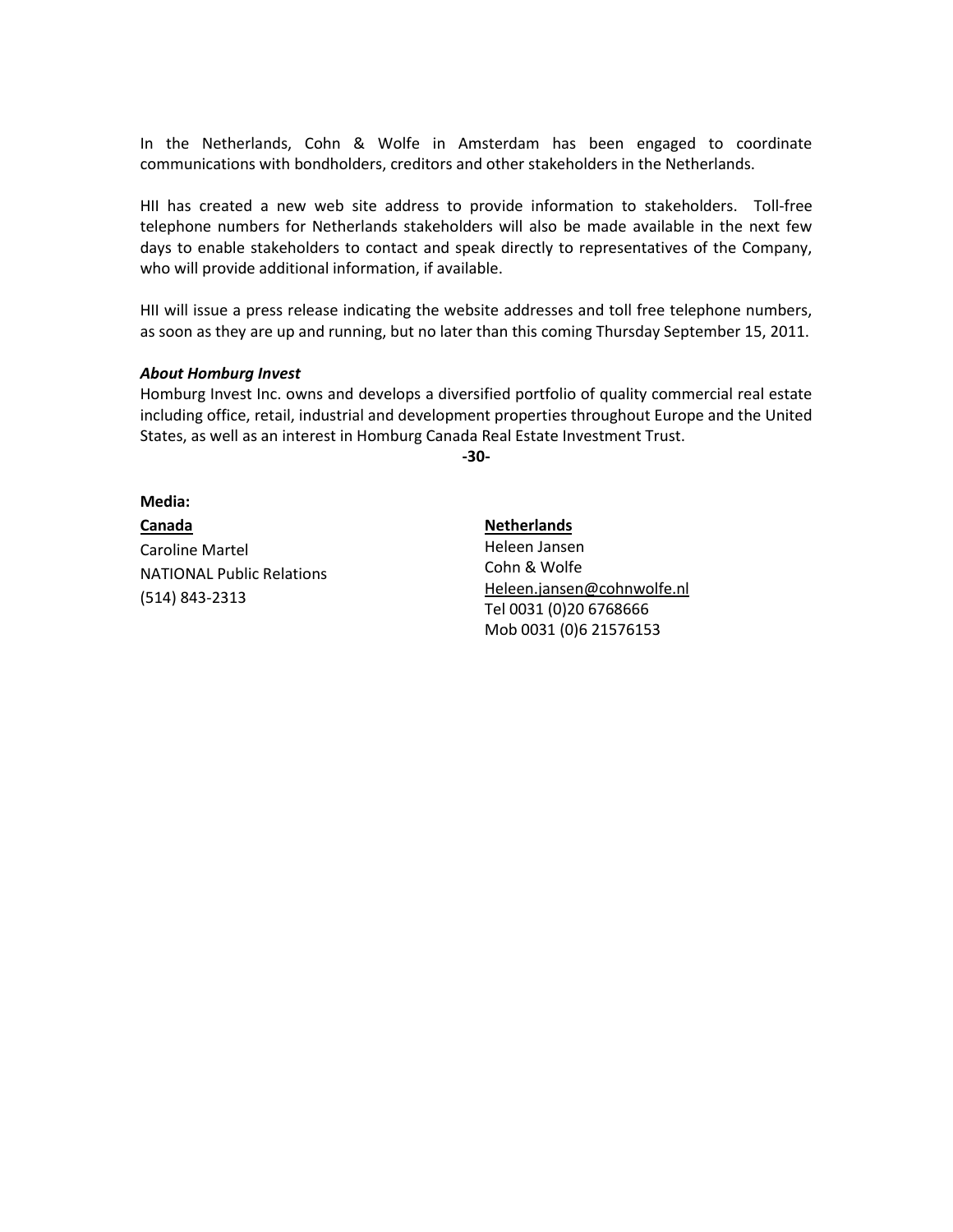In the Netherlands, Cohn & Wolfe in Amsterdam has been engaged to coordinate communications with bondholders, creditors and other stakeholders in the Netherlands.

HII has created a new web site address to provide information to stakeholders. Toll-free telephone numbers for Netherlands stakeholders will also be made available in the next few days to enable stakeholders to contact and speak directly to representatives of the Company, who will provide additional information, if available.

HII will issue a press release indicating the website addresses and toll free telephone numbers, as soon as they are up and running, but no later than this coming Thursday September 15, 2011.

***About Homburg Invest***

Homburg Invest Inc. owns and develops a diversified portfolio of quality commercial real estate including office, retail, industrial and development properties throughout Europe and the United States, as well as an interest in Homburg Canada Real Estate Investment Trust.

**-30-**

**Media:**

**Canada**

Caroline Martel
NATIONAL Public Relations
(514) 843-2313

**Netherlands**

Heleen Jansen
Cohn & Wolfe
Heleen.jansen@cohnwolfe.nl
Tel 0031 (0)20 6768666
Mob 0031 (0)6 21576153